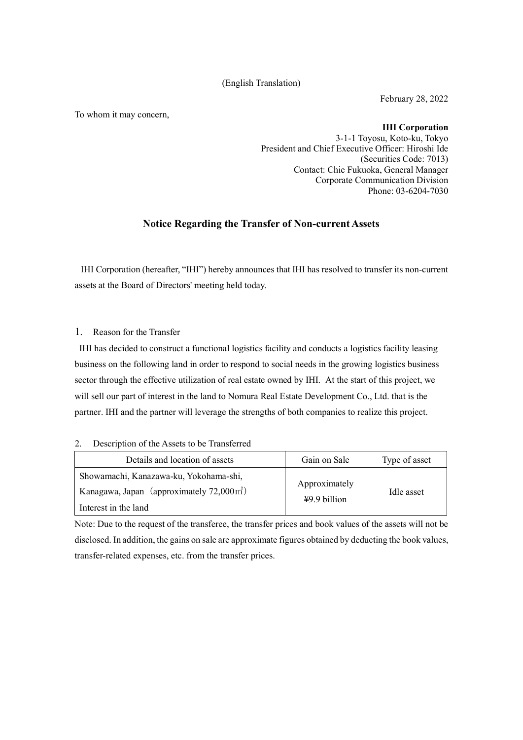(English Translation)

February 28, 2022

To whom it may concern,

**IHI Corporation**
3-1-1 Toyosu, Koto-ku, Tokyo
President and Chief Executive Officer: Hiroshi Ide
(Securities Code: 7013)
Contact: Chie Fukuoka, General Manager
Corporate Communication Division
Phone: 03-6204-7030

## Notice Regarding the Transfer of Non-current Assets

IHI Corporation (hereafter, "IHI") hereby announces that IHI has resolved to transfer its non-current assets at the Board of Directors' meeting held today.

1. Reason for the Transfer

IHI has decided to construct a functional logistics facility and conducts a logistics facility leasing business on the following land in order to respond to social needs in the growing logistics business sector through the effective utilization of real estate owned by IHI. At the start of this project, we will sell our part of interest in the land to Nomura Real Estate Development Co., Ltd. that is the partner. IHI and the partner will leverage the strengths of both companies to realize this project.

2. Description of the Assets to be Transferred

| Details and location of assets | Gain on Sale | Type of asset |
|---|---|---|
| Showamachi, Kanazawa-ku, Yokohama-shi, Kanagawa, Japan (approximately 72,000㎡) Interest in the land | Approximately ¥9.9 billion | Idle asset |

Note: Due to the request of the transferee, the transfer prices and book values of the assets will not be disclosed. In addition, the gains on sale are approximate figures obtained by deducting the book values, transfer-related expenses, etc. from the transfer prices.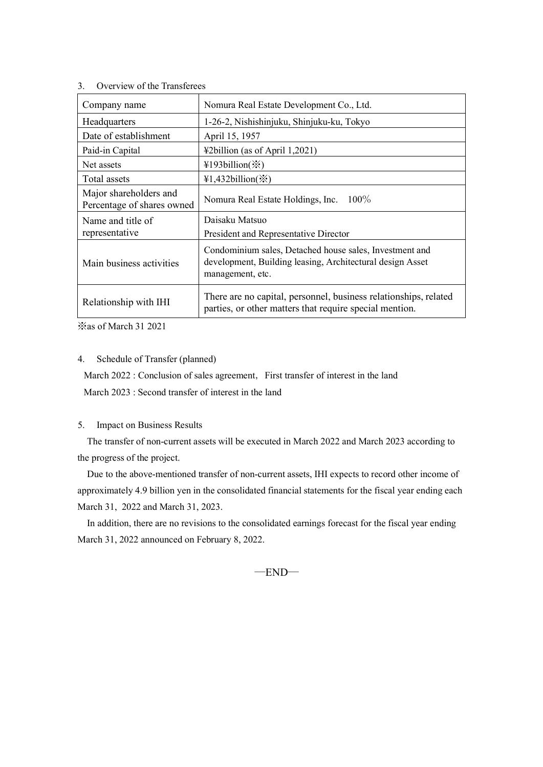3. Overview of the Transferees

| | |
|---|---|
| Company name | Nomura Real Estate Development Co., Ltd. |
| Headquarters | 1-26-2, Nishishinjuku, Shinjuku-ku, Tokyo |
| Date of establishment | April 15, 1957 |
| Paid-in Capital | ¥2billion (as of April 1,2021) |
| Net assets | ¥193billion(※) |
| Total assets | ¥1,432billion(※) |
| Major shareholders and Percentage of shares owned | Nomura Real Estate Holdings, Inc. 100% |
| Name and title of representative | Daisaku Matsuo<br>President and Representative Director |
| Main business activities | Condominium sales, Detached house sales, Investment and development, Building leasing, Architectural design Asset management, etc. |
| Relationship with IHI | There are no capital, personnel, business relationships, related parties, or other matters that require special mention. |

※as of March 31 2021

4. Schedule of Transfer (planned)

March 2022 : Conclusion of sales agreement, First transfer of interest in the land

March 2023 : Second transfer of interest in the land

5. Impact on Business Results

The transfer of non-current assets will be executed in March 2022 and March 2023 according to the progress of the project.

Due to the above-mentioned transfer of non-current assets, IHI expects to record other income of approximately 4.9 billion yen in the consolidated financial statements for the fiscal year ending each March 31, 2022 and March 31, 2023.

In addition, there are no revisions to the consolidated earnings forecast for the fiscal year ending March 31, 2022 announced on February 8, 2022.

—END—